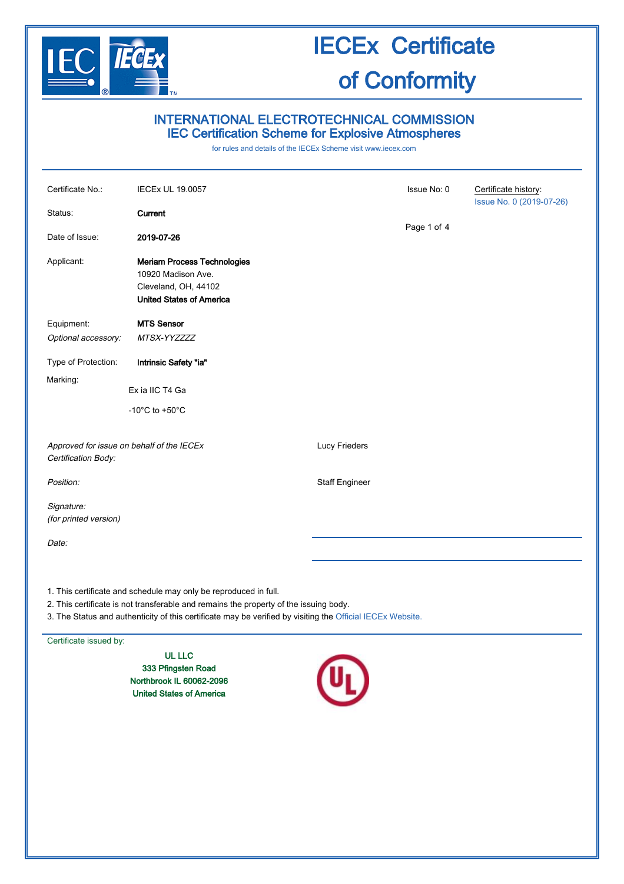# IECEx Certificate of Conformity

## INTERNATIONAL ELECTROTECHNICAL COMMISSION
## IEC Certification Scheme for Explosive Atmospheres

for rules and details of the IECEx Scheme visit www.iecex.com

| | | | |
|---|---|---|---|
| Certificate No.: | IECEx UL 19.0057 | Issue No: 0 | Certificate history: Issue No. 0 (2019-07-26) |
| Status: | **Current** | | |
| Date of Issue: | **2019-07-26** | | |
| Applicant: | **Meriam Process Technologies**<br>10920 Madison Ave.<br>Cleveland, OH, 44102<br>**United States of America** | | |
| Equipment: | **MTS Sensor** | | |
| *Optional accessory:* | *MTSX-YYZZZZ* | | |
| Type of Protection: | **Intrinsic Safety "ia"** | | |
| Marking: | Ex ia IIC T4 Ga<br>-10°C to +50°C | | |

| | |
|---|---|
| *Approved for issue on behalf of the IECEx Certification Body:* | Lucy Frieders |
| *Position:* | Staff Engineer |
| *Signature:* *(for printed version)* | |
| *Date:* | |

1. This certificate and schedule may only be reproduced in full.
2. This certificate is not transferable and remains the property of the issuing body.
3. The Status and authenticity of this certificate may be verified by visiting the Official IECEx Website.

Certificate issued by:

**UL LLC**
**333 Pfingsten Road**
**Northbrook IL 60062-2096**
**United States of America**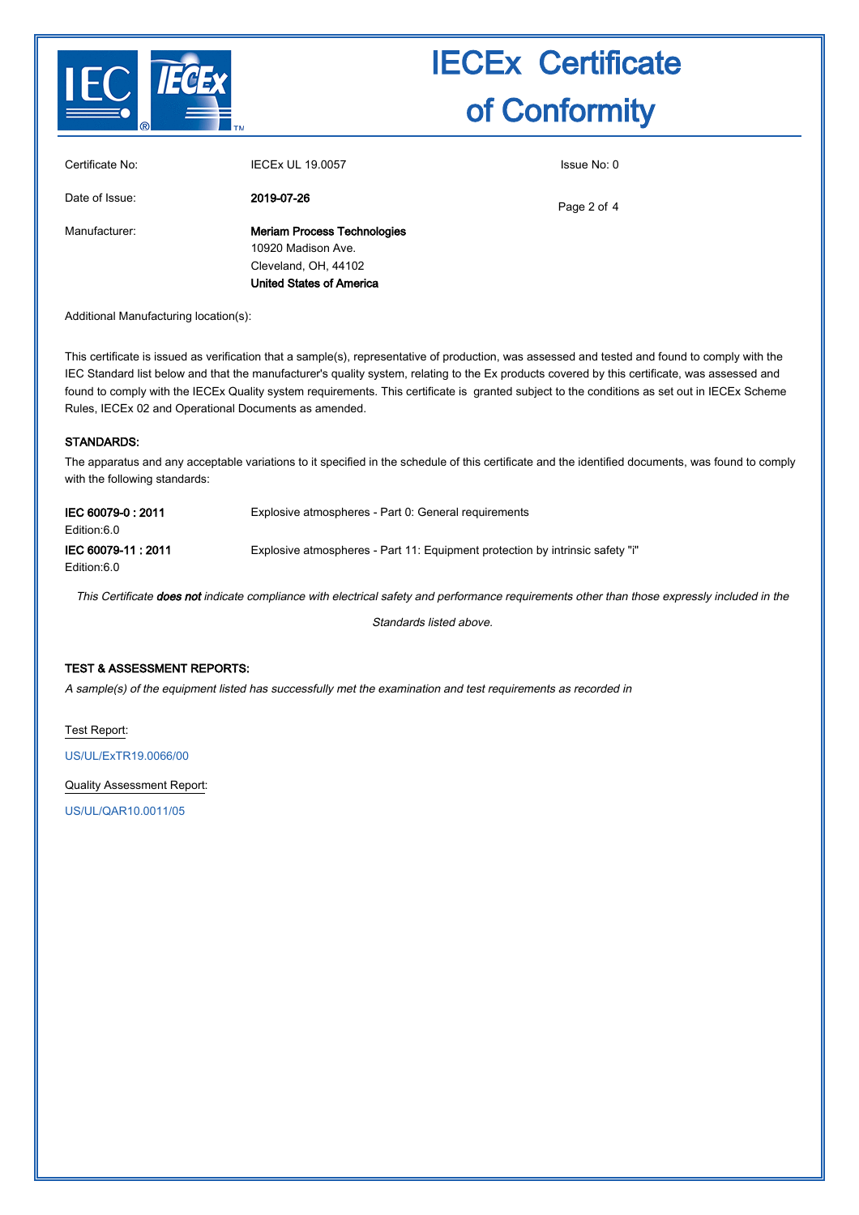# IECEx Certificate of Conformity

| | | |
|---|---|---|
| Certificate No: | IECEx UL 19.0057 | Issue No: 0 |
| Date of Issue: | **2019-07-26** | |
| Manufacturer: | **Meriam Process Technologies**<br>10920 Madison Ave.<br>Cleveland, OH, 44102<br>**United States of America** | |

Additional Manufacturing location(s):

This certificate is issued as verification that a sample(s), representative of production, was assessed and tested and found to comply with the IEC Standard list below and that the manufacturer's quality system, relating to the Ex products covered by this certificate, was assessed and found to comply with the IECEx Quality system requirements. This certificate is granted subject to the conditions as set out in IECEx Scheme Rules, IECEx 02 and Operational Documents as amended.

### STANDARDS:

The apparatus and any acceptable variations to it specified in the schedule of this certificate and the identified documents, was found to comply with the following standards:

| | |
|---|---|
| **IEC 60079-0 : 2011**<br>Edition:6.0 | Explosive atmospheres - Part 0: General requirements |
| **IEC 60079-11 : 2011**<br>Edition:6.0 | Explosive atmospheres - Part 11: Equipment protection by intrinsic safety "i" |

*This Certificate* ***does not*** *indicate compliance with electrical safety and performance requirements other than those expressly included in the Standards listed above.*

### TEST & ASSESSMENT REPORTS:

*A sample(s) of the equipment listed has successfully met the examination and test requirements as recorded in*

Test Report:

US/UL/ExTR19.0066/00

Quality Assessment Report:

US/UL/QAR10.0011/05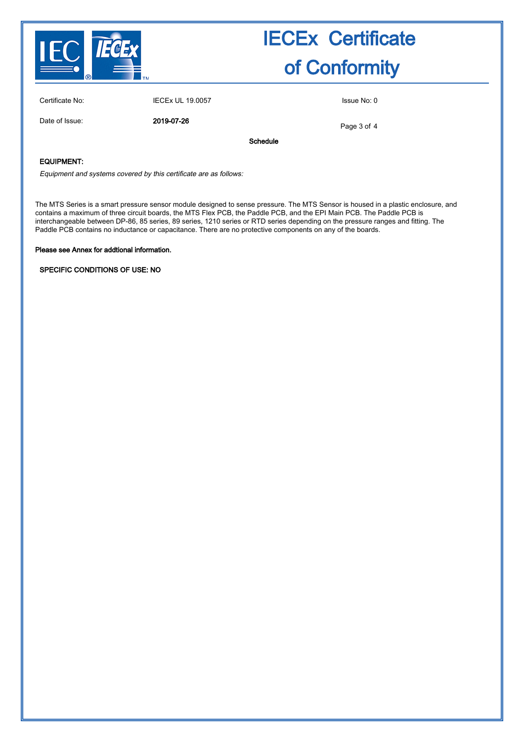# IECEx Certificate of Conformity

Certificate No: IECEx UL 19.0057

Issue No: 0

Date of Issue: **2019-07-26**

**Schedule**

**EQUIPMENT:**

*Equipment and systems covered by this certificate are as follows:*

The MTS Series is a smart pressure sensor module designed to sense pressure. The MTS Sensor is housed in a plastic enclosure, and contains a maximum of three circuit boards, the MTS Flex PCB, the Paddle PCB, and the EPI Main PCB. The Paddle PCB is interchangeable between DP-86, 85 series, 89 series, 1210 series or RTD series depending on the pressure ranges and fitting. The Paddle PCB contains no inductance or capacitance. There are no protective components on any of the boards.

**Please see Annex for addtional information.**

**SPECIFIC CONDITIONS OF USE: NO**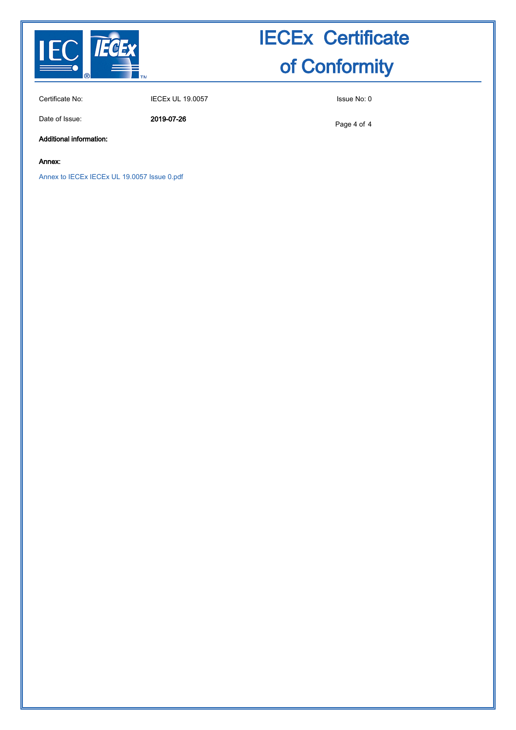# IECEx Certificate of Conformity

| | | |
|---|---|---|
| Certificate No: | IECEx UL 19.0057 | Issue No: 0 |
| Date of Issue: | **2019-07-26** | |

**Additional information:**

**Annex:**

Annex to IECEx IECEx UL 19.0057 Issue 0.pdf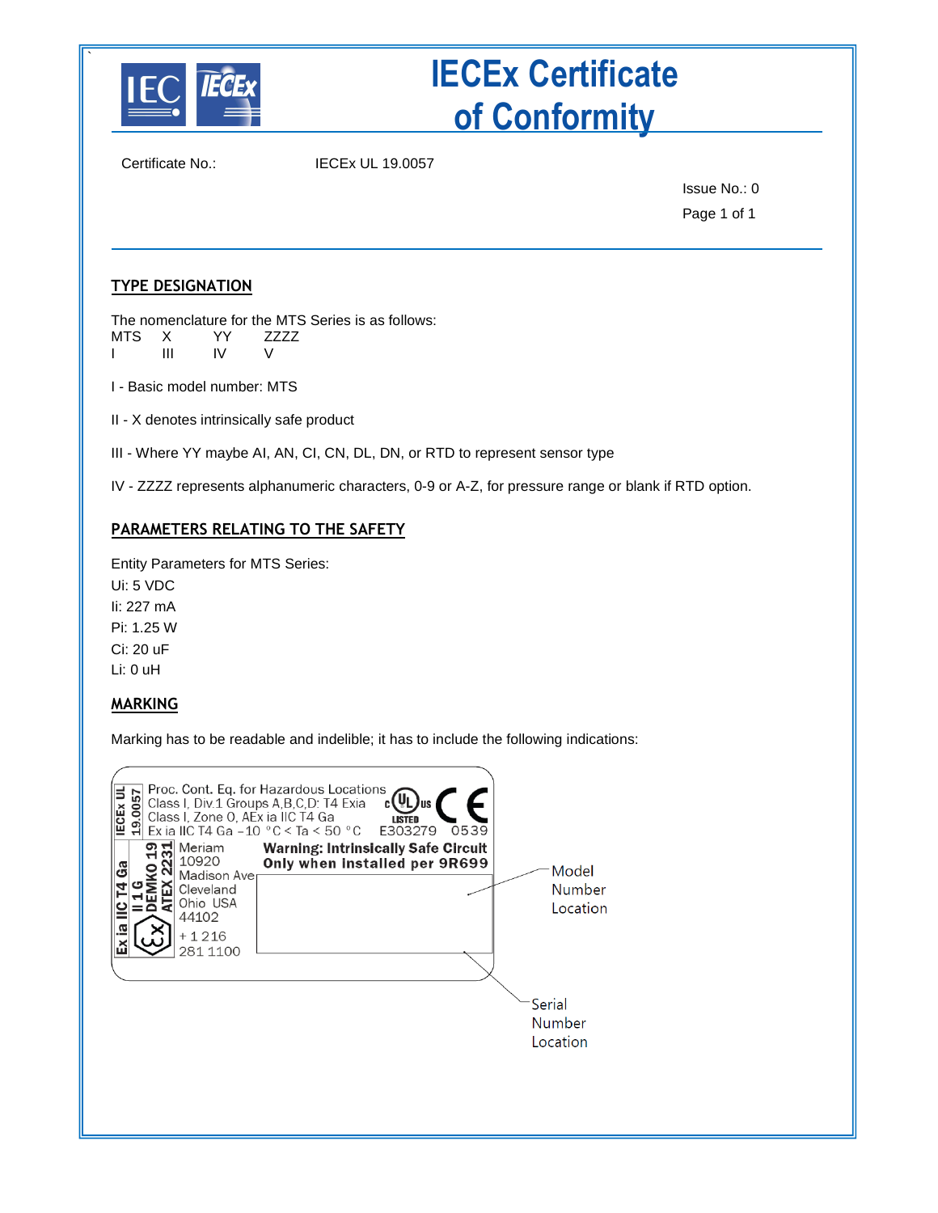# IECEx Certificate of Conformity

Certificate No.: IECEx UL 19.0057

Issue No.: 0

## TYPE DESIGNATION

The nomenclature for the MTS Series is as follows:

| | | | |
|---|---|---|---|
| MTS | X | YY | ZZZZ |
| I | III | IV | V |

I - Basic model number: MTS

II - X denotes intrinsically safe product

III - Where YY maybe AI, AN, CI, CN, DL, DN, or RTD to represent sensor type

IV - ZZZZ represents alphanumeric characters, 0-9 or A-Z, for pressure range or blank if RTD option.

## PARAMETERS RELATING TO THE SAFETY

Entity Parameters for MTS Series:

Ui: 5 VDC

Ii: 227 mA

Pi: 1.25 W

Ci: 20 uF

Li: 0 uH

## MARKING

Marking has to be readable and indelible; it has to include the following indications:

IECEx UL 19.0057

Proc. Cont. Eq. for Hazardous Locations
Class I, Div.1 Groups A,B,C,D: T4 Exia
Class I, Zone 0, AEx ia IIC T4 Ga
Ex ia IIC T4 Ga −10 °C < Ta < 50 °C

c UL us LISTED E303279 CE 0539

Ex ia IIC T4 Ga
II 1 G
DEMKO 19 ATEX 2231

Meriam
10920
Madison Ave
Cleveland
Ohio USA
44102
+1 216
281 1100

**Warning: Intrinsically Safe Circuit Only when installed per 9R699**

Model Number Location

Serial Number Location